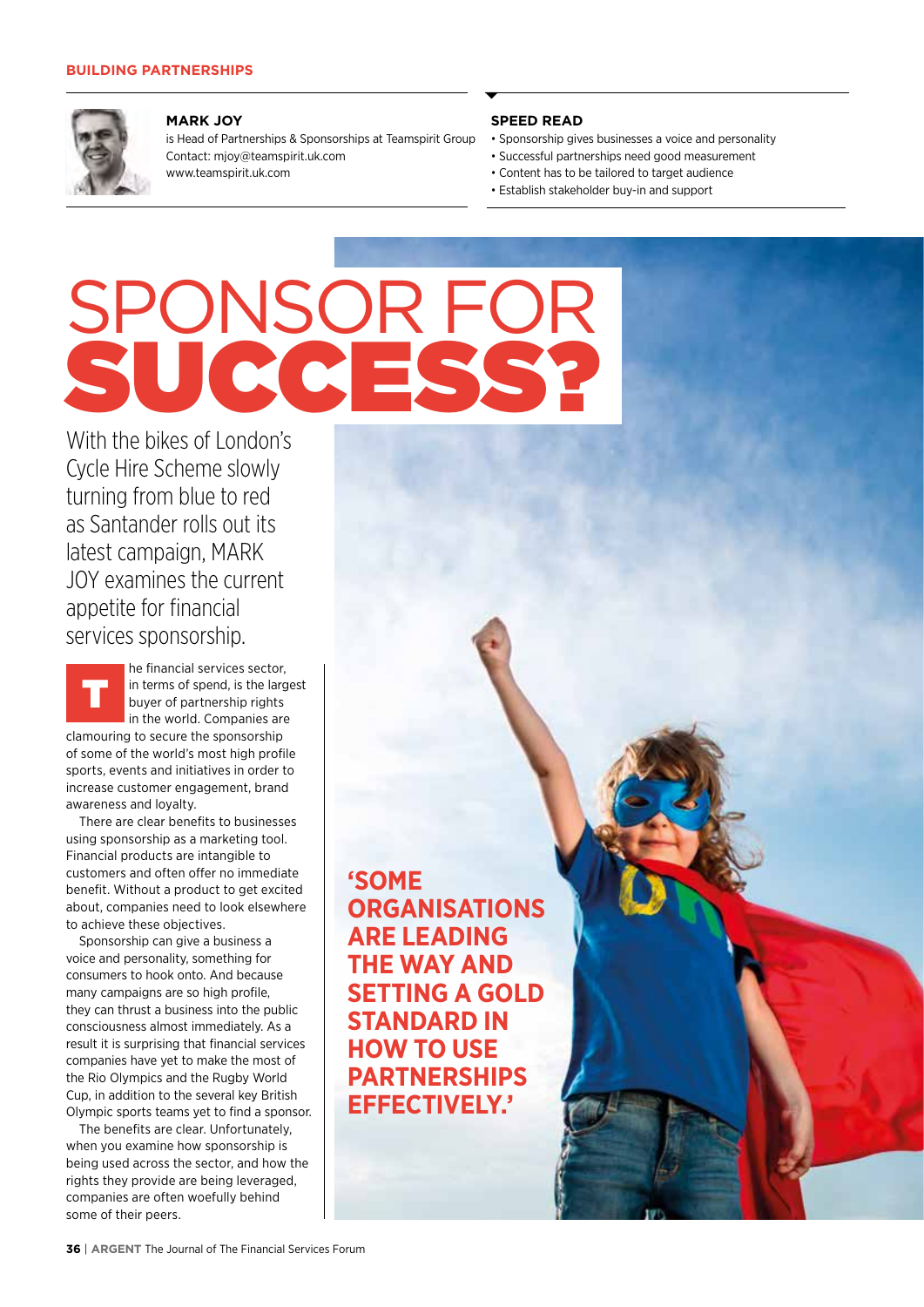BUILDING PARTNERSHIPS

**MARK JOY**
is Head of Partnerships & Sponsorships at Teamspirit Group
Contact: mjoy@teamspirit.uk.com
www.teamspirit.uk.com

**SPEED READ**
- Sponsorship gives businesses a voice and personality
- Successful partnerships need good measurement
- Content has to be tailored to target audience
- Establish stakeholder buy-in and support

# SPONSOR FOR SUCCESS?

With the bikes of London's Cycle Hire Scheme slowly turning from blue to red as Santander rolls out its latest campaign, MARK JOY examines the current appetite for financial services sponsorship.

The financial services sector, in terms of spend, is the largest buyer of partnership rights in the world. Companies are clamouring to secure the sponsorship of some of the world's most high profile sports, events and initiatives in order to increase customer engagement, brand awareness and loyalty.

There are clear benefits to businesses using sponsorship as a marketing tool. Financial products are intangible to customers and often offer no immediate benefit. Without a product to get excited about, companies need to look elsewhere to achieve these objectives.

Sponsorship can give a business a voice and personality, something for consumers to hook onto. And because many campaigns are so high profile, they can thrust a business into the public consciousness almost immediately. As a result it is surprising that financial services companies have yet to make the most of the Rio Olympics and the Rugby World Cup, in addition to the several key British Olympic sports teams yet to find a sponsor.

The benefits are clear. Unfortunately, when you examine how sponsorship is being used across the sector, and how the rights they provide are being leveraged, companies are often woefully behind some of their peers.

**'SOME ORGANISATIONS ARE LEADING THE WAY AND SETTING A GOLD STANDARD IN HOW TO USE PARTNERSHIPS EFFECTIVELY.'**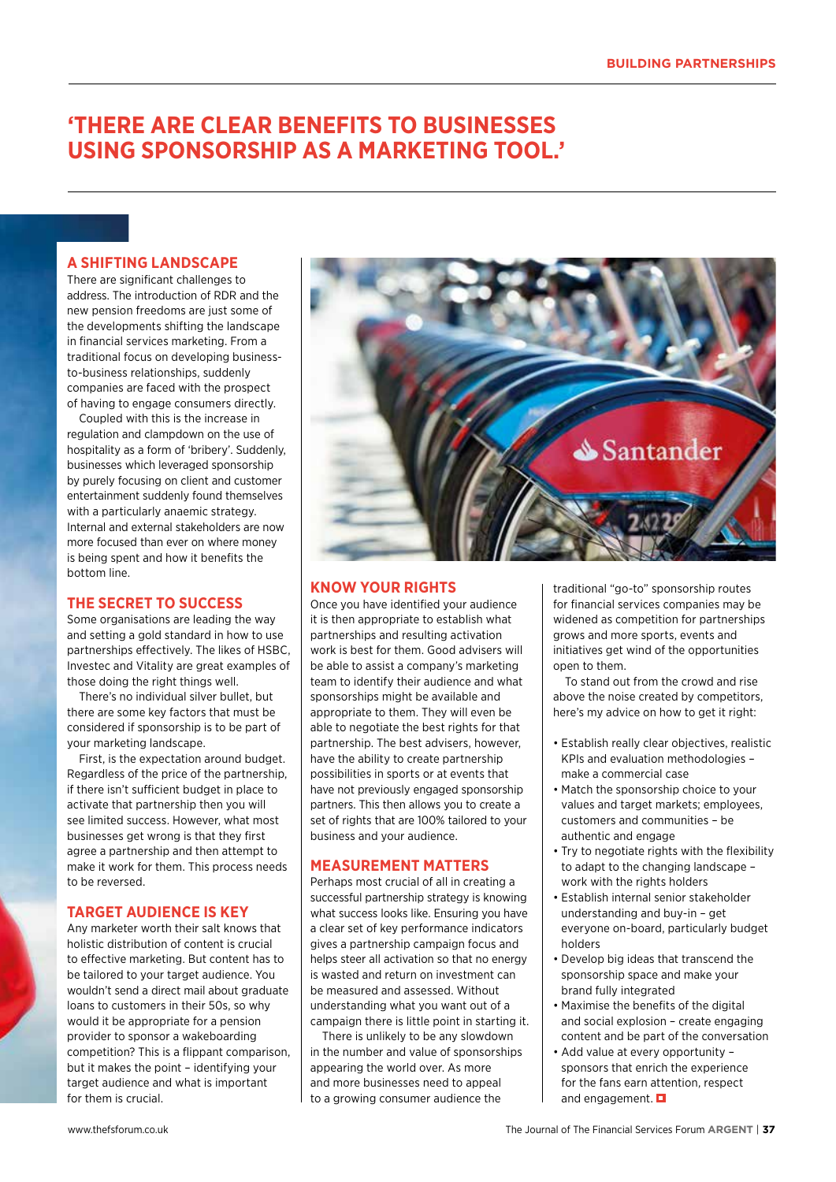# 'THERE ARE CLEAR BENEFITS TO BUSINESSES USING SPONSORSHIP AS A MARKETING TOOL.'

## A SHIFTING LANDSCAPE

There are significant challenges to address. The introduction of RDR and the new pension freedoms are just some of the developments shifting the landscape in financial services marketing. From a traditional focus on developing business-to-business relationships, suddenly companies are faced with the prospect of having to engage consumers directly.

Coupled with this is the increase in regulation and clampdown on the use of hospitality as a form of 'bribery'. Suddenly, businesses which leveraged sponsorship by purely focusing on client and customer entertainment suddenly found themselves with a particularly anaemic strategy. Internal and external stakeholders are now more focused than ever on where money is being spent and how it benefits the bottom line.

## THE SECRET TO SUCCESS

Some organisations are leading the way and setting a gold standard in how to use partnerships effectively. The likes of HSBC, Investec and Vitality are great examples of those doing the right things well.

There's no individual silver bullet, but there are some key factors that must be considered if sponsorship is to be part of your marketing landscape.

First, is the expectation around budget. Regardless of the price of the partnership, if there isn't sufficient budget in place to activate that partnership then you will see limited success. However, what most businesses get wrong is that they first agree a partnership and then attempt to make it work for them. This process needs to be reversed.

## TARGET AUDIENCE IS KEY

Any marketer worth their salt knows that holistic distribution of content is crucial to effective marketing. But content has to be tailored to your target audience. You wouldn't send a direct mail about graduate loans to customers in their 50s, so why would it be appropriate for a pension provider to sponsor a wakeboarding competition? This is a flippant comparison, but it makes the point – identifying your target audience and what is important for them is crucial.

## KNOW YOUR RIGHTS

Once you have identified your audience it is then appropriate to establish what partnerships and resulting activation work is best for them. Good advisers will be able to assist a company's marketing team to identify their audience and what sponsorships might be available and appropriate to them. They will even be able to negotiate the best rights for that partnership. The best advisers, however, have the ability to create partnership possibilities in sports or at events that have not previously engaged sponsorship partners. This then allows you to create a set of rights that are 100% tailored to your business and your audience.

## MEASUREMENT MATTERS

Perhaps most crucial of all in creating a successful partnership strategy is knowing what success looks like. Ensuring you have a clear set of key performance indicators gives a partnership campaign focus and helps steer all activation so that no energy is wasted and return on investment can be measured and assessed. Without understanding what you want out of a campaign there is little point in starting it.

There is unlikely to be any slowdown in the number and value of sponsorships appearing the world over. As more and more businesses need to appeal to a growing consumer audience the traditional "go-to" sponsorship routes for financial services companies may be widened as competition for partnerships grows and more sports, events and initiatives get wind of the opportunities open to them.

To stand out from the crowd and rise above the noise created by competitors, here's my advice on how to get it right:

- Establish really clear objectives, realistic KPIs and evaluation methodologies – make a commercial case
- Match the sponsorship choice to your values and target markets; employees, customers and communities – be authentic and engage
- Try to negotiate rights with the flexibility to adapt to the changing landscape – work with the rights holders
- Establish internal senior stakeholder understanding and buy-in – get everyone on-board, particularly budget holders
- Develop big ideas that transcend the sponsorship space and make your brand fully integrated
- Maximise the benefits of the digital and social explosion – create engaging content and be part of the conversation
- Add value at every opportunity – sponsors that enrich the experience for the fans earn attention, respect and engagement.